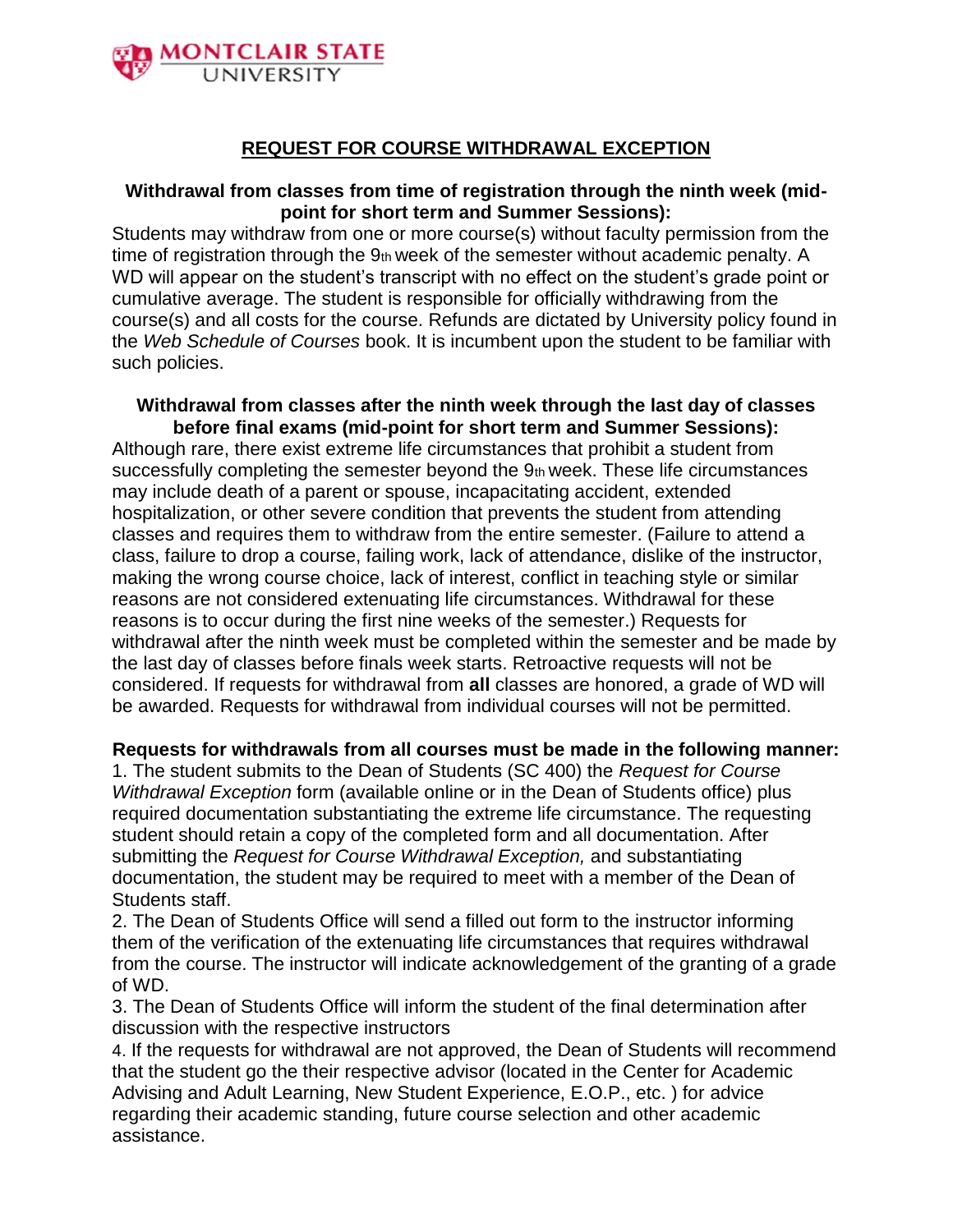MONTCLAIR STATE UNIVERSITY

# REQUEST FOR COURSE WITHDRAWAL EXCEPTION

**Withdrawal from classes from time of registration through the ninth week (mid-point for short term and Summer Sessions):**

Students may withdraw from one or more course(s) without faculty permission from the time of registration through the 9th week of the semester without academic penalty. A WD will appear on the student's transcript with no effect on the student's grade point or cumulative average. The student is responsible for officially withdrawing from the course(s) and all costs for the course. Refunds are dictated by University policy found in the *Web Schedule of Courses* book. It is incumbent upon the student to be familiar with such policies.

**Withdrawal from classes after the ninth week through the last day of classes before final exams (mid-point for short term and Summer Sessions):**

Although rare, there exist extreme life circumstances that prohibit a student from successfully completing the semester beyond the 9th week. These life circumstances may include death of a parent or spouse, incapacitating accident, extended hospitalization, or other severe condition that prevents the student from attending classes and requires them to withdraw from the entire semester. (Failure to attend a class, failure to drop a course, failing work, lack of attendance, dislike of the instructor, making the wrong course choice, lack of interest, conflict in teaching style or similar reasons are not considered extenuating life circumstances. Withdrawal for these reasons is to occur during the first nine weeks of the semester.) Requests for withdrawal after the ninth week must be completed within the semester and be made by the last day of classes before finals week starts. Retroactive requests will not be considered. If requests for withdrawal from **all** classes are honored, a grade of WD will be awarded. Requests for withdrawal from individual courses will not be permitted.

**Requests for withdrawals from all courses must be made in the following manner:**

1. The student submits to the Dean of Students (SC 400) the *Request for Course Withdrawal Exception* form (available online or in the Dean of Students office) plus required documentation substantiating the extreme life circumstance. The requesting student should retain a copy of the completed form and all documentation. After submitting the *Request for Course Withdrawal Exception,* and substantiating documentation, the student may be required to meet with a member of the Dean of Students staff.
2. The Dean of Students Office will send a filled out form to the instructor informing them of the verification of the extenuating life circumstances that requires withdrawal from the course. The instructor will indicate acknowledgement of the granting of a grade of WD.
3. The Dean of Students Office will inform the student of the final determination after discussion with the respective instructors
4. If the requests for withdrawal are not approved, the Dean of Students will recommend that the student go the their respective advisor (located in the Center for Academic Advising and Adult Learning, New Student Experience, E.O.P., etc. ) for advice regarding their academic standing, future course selection and other academic assistance.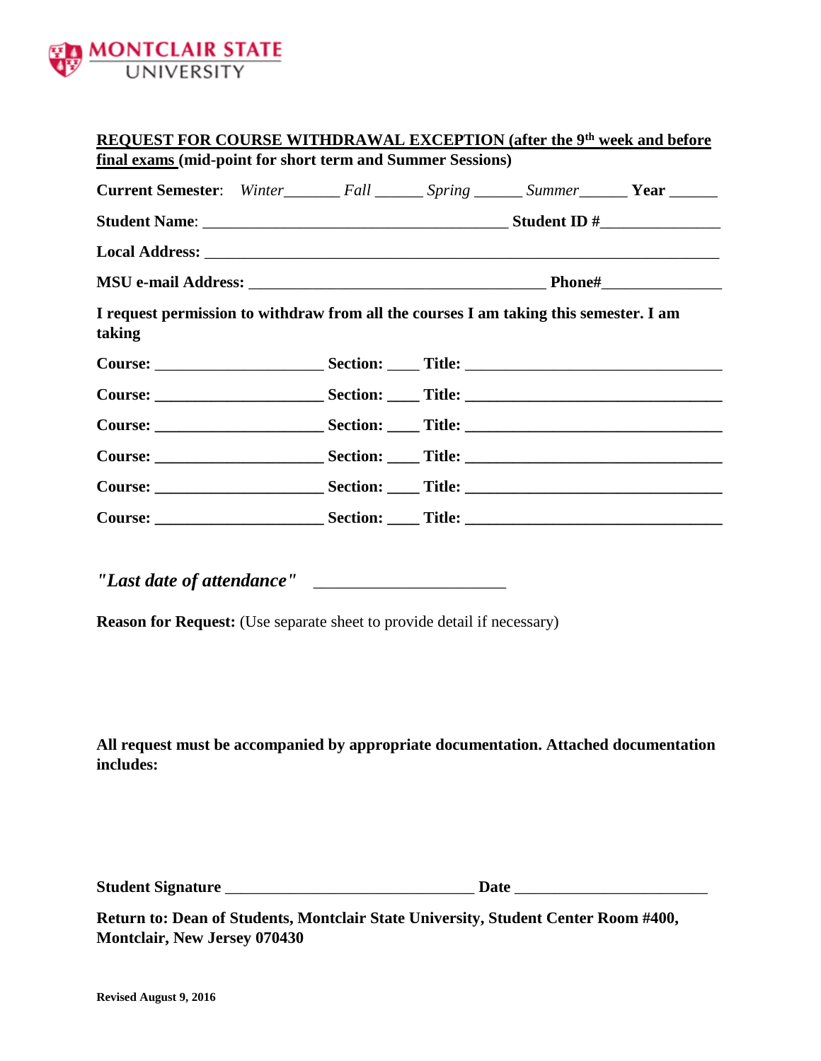MONTCLAIR STATE UNIVERSITY

**REQUEST FOR COURSE WITHDRAWAL EXCEPTION (after the 9th week and before final exams (mid-point for short term and Summer Sessions)**

**Current Semester**: *Winter*_______ *Fall* ______ *Spring* ______ *Summer*______ **Year** ______

**Student Name**: _____________________________________ **Student ID #**_______________

**Local Address:** _______________________________________________________________

**MSU e-mail Address:** ____________________________________ **Phone#**_______________

**I request permission to withdraw from all the courses I am taking this semester. I am taking**

**Course:** _____________________ **Section:** ____ **Title:** ________________________________

**Course:** _____________________ **Section:** ____ **Title:** ________________________________

**Course:** _____________________ **Section:** ____ **Title:** ________________________________

**Course:** _____________________ **Section:** ____ **Title:** ________________________________

**Course:** _____________________ **Section:** ____ **Title:** ________________________________

**Course:** _____________________ **Section:** ____ **Title:** ________________________________

***"Last date of attendance"*** ______________________

**Reason for Request:** (Use separate sheet to provide detail if necessary)

**All request must be accompanied by appropriate documentation. Attached documentation includes:**

**Student Signature** _______________________________ **Date** ________________________

**Return to: Dean of Students, Montclair State University, Student Center Room #400, Montclair, New Jersey 070430**

**Revised August 9, 2016**